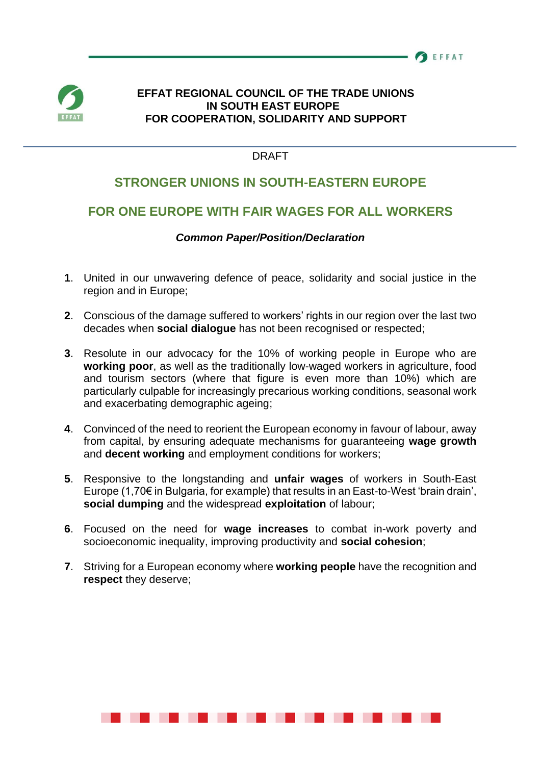**EFFAT REGIONAL COUNCIL OF THE TRADE UNIONS**
**IN SOUTH EAST EUROPE**
**FOR COOPERATION, SOLIDARITY AND SUPPORT**

DRAFT

# STRONGER UNIONS IN SOUTH-EASTERN EUROPE

# FOR ONE EUROPE WITH FAIR WAGES FOR ALL WORKERS

***Common Paper/Position/Declaration***

**1**. United in our unwavering defence of peace, solidarity and social justice in the region and in Europe;

**2**. Conscious of the damage suffered to workers' rights in our region over the last two decades when **social dialogue** has not been recognised or respected;

**3**. Resolute in our advocacy for the 10% of working people in Europe who are **working poor**, as well as the traditionally low-waged workers in agriculture, food and tourism sectors (where that figure is even more than 10%) which are particularly culpable for increasingly precarious working conditions, seasonal work and exacerbating demographic ageing;

**4**. Convinced of the need to reorient the European economy in favour of labour, away from capital, by ensuring adequate mechanisms for guaranteeing **wage growth** and **decent working** and employment conditions for workers;

**5**. Responsive to the longstanding and **unfair wages** of workers in South-East Europe (1,70€ in Bulgaria, for example) that results in an East-to-West 'brain drain', **social dumping** and the widespread **exploitation** of labour;

**6**. Focused on the need for **wage increases** to combat in-work poverty and socioeconomic inequality, improving productivity and **social cohesion**;

**7**. Striving for a European economy where **working people** have the recognition and **respect** they deserve;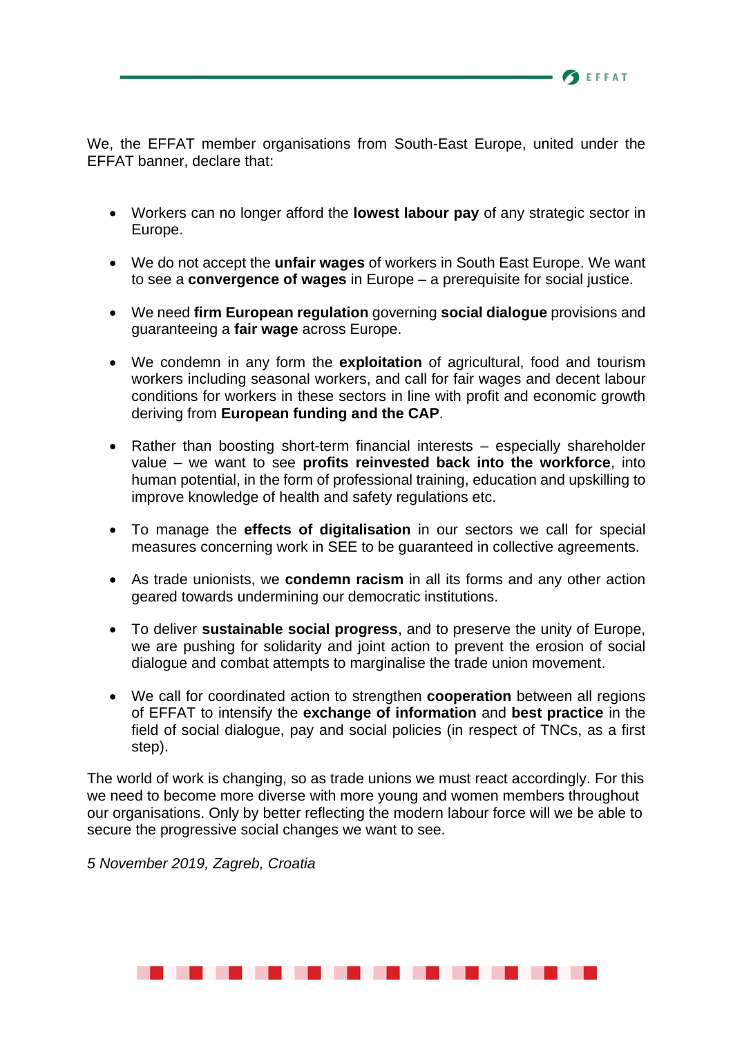We, the EFFAT member organisations from South-East Europe, united under the EFFAT banner, declare that:

- Workers can no longer afford the **lowest labour pay** of any strategic sector in Europe.
- We do not accept the **unfair wages** of workers in South East Europe. We want to see a **convergence of wages** in Europe – a prerequisite for social justice.
- We need **firm European regulation** governing **social dialogue** provisions and guaranteeing a **fair wage** across Europe.
- We condemn in any form the **exploitation** of agricultural, food and tourism workers including seasonal workers, and call for fair wages and decent labour conditions for workers in these sectors in line with profit and economic growth deriving from **European funding and the CAP**.
- Rather than boosting short-term financial interests – especially shareholder value – we want to see **profits reinvested back into the workforce**, into human potential, in the form of professional training, education and upskilling to improve knowledge of health and safety regulations etc.
- To manage the **effects of digitalisation** in our sectors we call for special measures concerning work in SEE to be guaranteed in collective agreements.
- As trade unionists, we **condemn racism** in all its forms and any other action geared towards undermining our democratic institutions.
- To deliver **sustainable social progress**, and to preserve the unity of Europe, we are pushing for solidarity and joint action to prevent the erosion of social dialogue and combat attempts to marginalise the trade union movement.
- We call for coordinated action to strengthen **cooperation** between all regions of EFFAT to intensify the **exchange of information** and **best practice** in the field of social dialogue, pay and social policies (in respect of TNCs, as a first step).

The world of work is changing, so as trade unions we must react accordingly. For this we need to become more diverse with more young and women members throughout our organisations. Only by better reflecting the modern labour force will we be able to secure the progressive social changes we want to see.

*5 November 2019, Zagreb, Croatia*